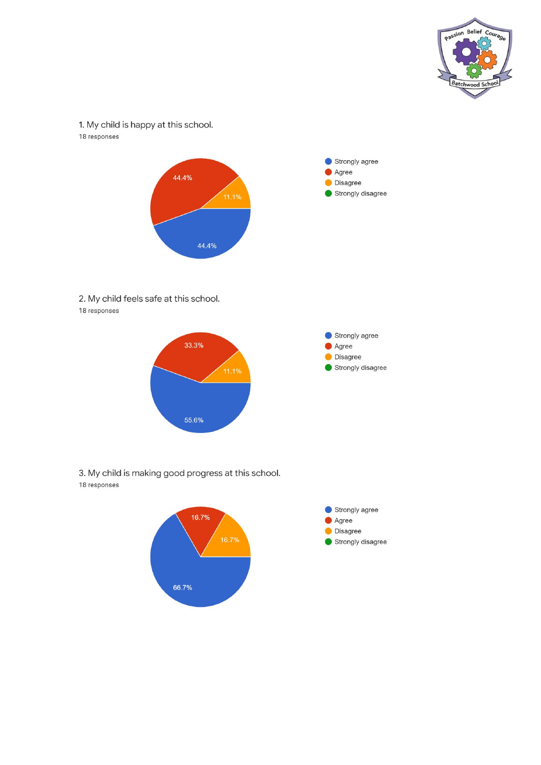1. My child is happy at this school.

18 responses

| Response | Percentage |
| --- | --- |
| Strongly agree | 44.4% |
| Agree | 44.4% |
| Disagree | 11.1% |
| Strongly disagree | |

2. My child feels safe at this school.

18 responses

| Response | Percentage |
| --- | --- |
| Strongly agree | 55.6% |
| Agree | 33.3% |
| Disagree | 11.1% |
| Strongly disagree | |

3. My child is making good progress at this school.

18 responses

| Response | Percentage |
| --- | --- |
| Strongly agree | 66.7% |
| Agree | 16.7% |
| Disagree | 16.7% |
| Strongly disagree | |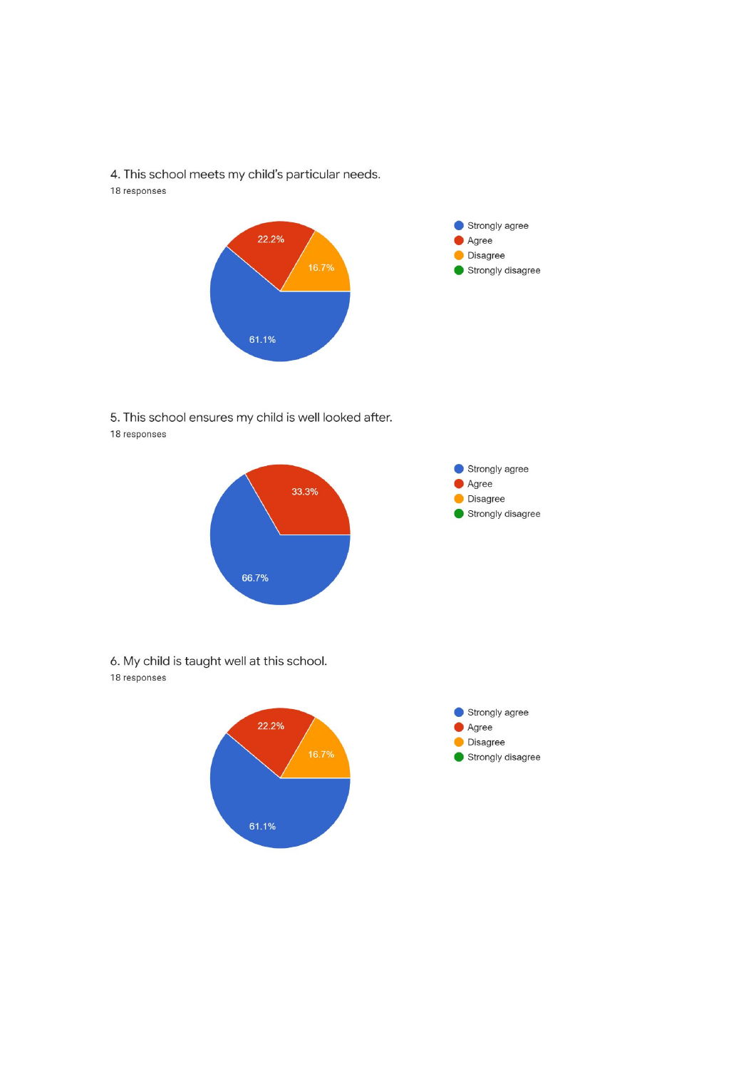4. This school meets my child's particular needs.

18 responses

- Strongly agree: 61.1%
- Agree: 22.2%
- Disagree: 16.7%
- Strongly disagree

5. This school ensures my child is well looked after.

18 responses

- Strongly agree: 66.7%
- Agree: 33.3%
- Disagree
- Strongly disagree

6. My child is taught well at this school.

18 responses

- Strongly agree: 61.1%
- Agree: 22.2%
- Disagree: 16.7%
- Strongly disagree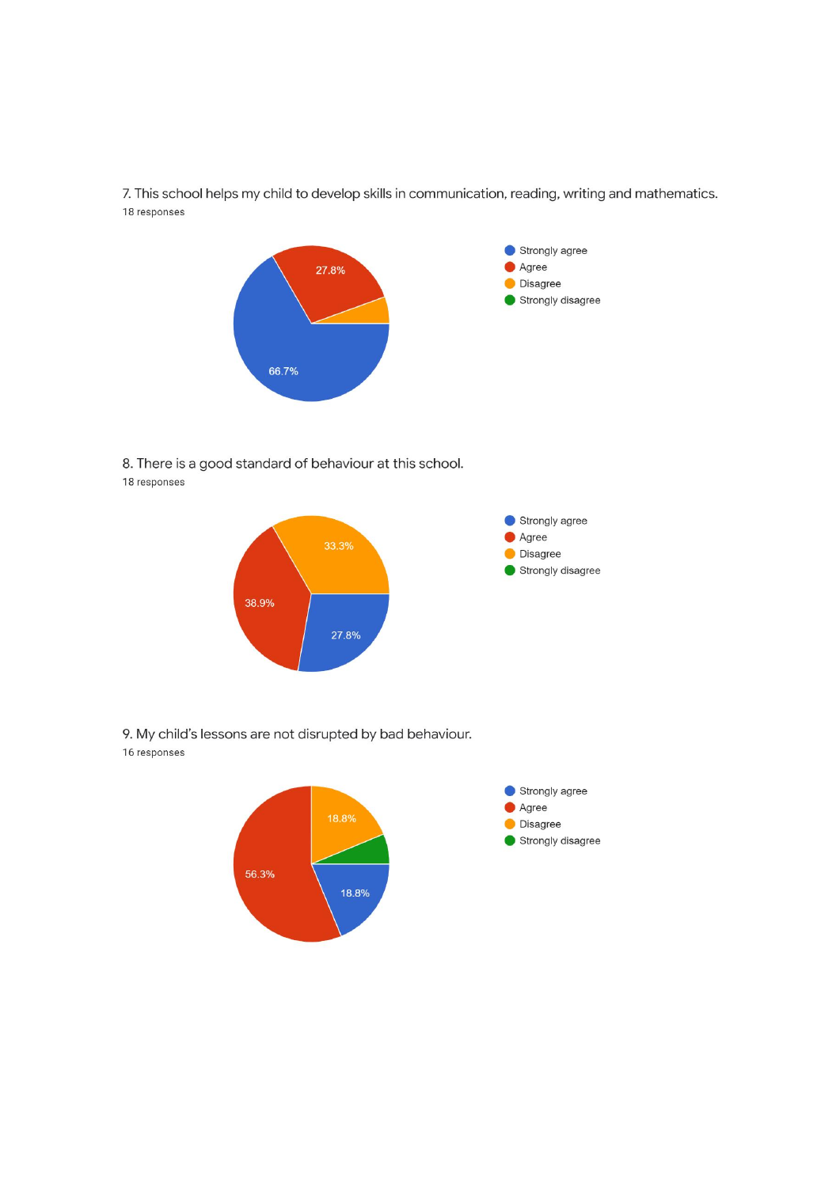7. This school helps my child to develop skills in communication, reading, writing and mathematics.

18 responses

- Strongly agree: 66.7%
- Agree: 27.8%
- Disagree
- Strongly disagree

8. There is a good standard of behaviour at this school.

18 responses

- Strongly agree: 27.8%
- Agree: 38.9%
- Disagree: 33.3%
- Strongly disagree

9. My child's lessons are not disrupted by bad behaviour.

16 responses

- Strongly agree: 18.8%
- Agree: 56.3%
- Disagree: 18.8%
- Strongly disagree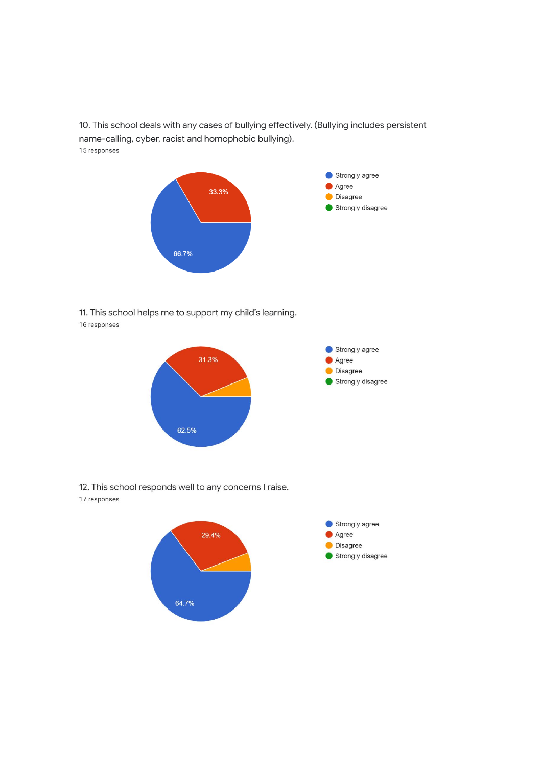10. This school deals with any cases of bullying effectively. (Bullying includes persistent name-calling, cyber, racist and homophobic bullying).

15 responses

- Strongly agree: 66.7%
- Agree: 33.3%
- Disagree
- Strongly disagree

11. This school helps me to support my child's learning.

16 responses

- Strongly agree: 62.5%
- Agree: 31.3%
- Disagree
- Strongly disagree

12. This school responds well to any concerns I raise.

17 responses

- Strongly agree: 64.7%
- Agree: 29.4%
- Disagree
- Strongly disagree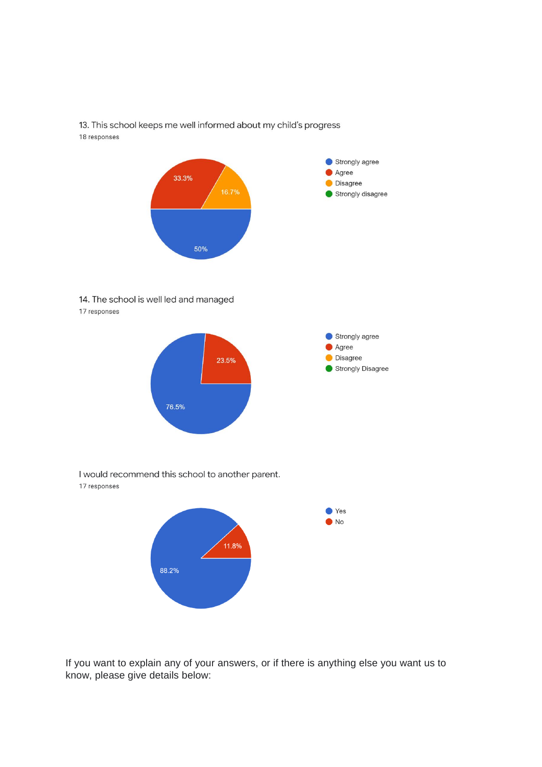13. This school keeps me well informed about my child's progress

18 responses

- Strongly agree: 50%
- Agree: 33.3%
- Disagree: 16.7%
- Strongly disagree

14. The school is well led and managed

17 responses

- Strongly agree: 76.5%
- Agree: 23.5%
- Disagree
- Strongly Disagree

I would recommend this school to another parent.

17 responses

- Yes: 88.2%
- No: 11.8%

If you want to explain any of your answers, or if there is anything else you want us to know, please give details below: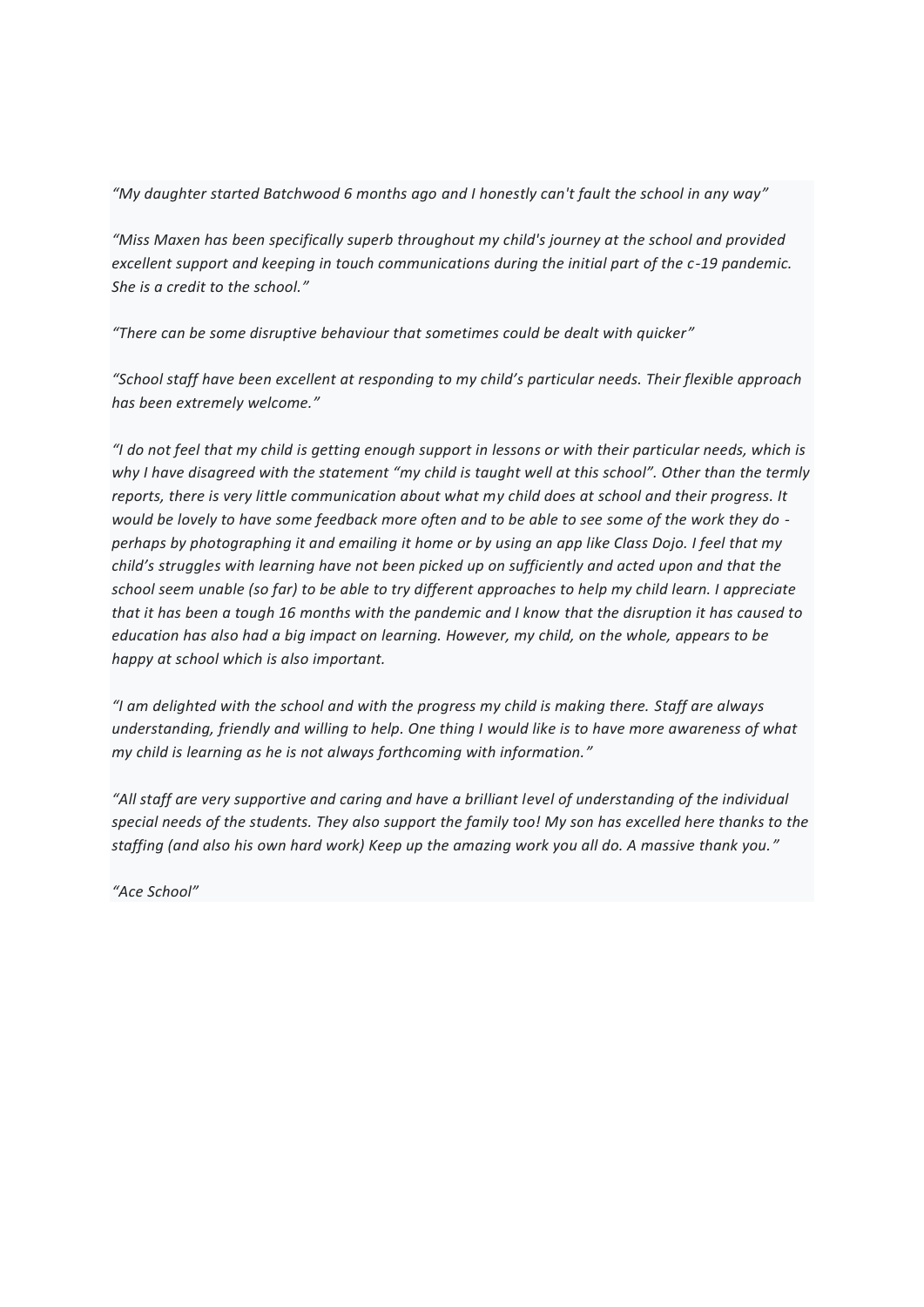*“My daughter started Batchwood 6 months ago and I honestly can't fault the school in any way”*

*“Miss Maxen has been specifically superb throughout my child's journey at the school and provided excellent support and keeping in touch communications during the initial part of the c-19 pandemic. She is a credit to the school.”*

*“There can be some disruptive behaviour that sometimes could be dealt with quicker”*

*“School staff have been excellent at responding to my child’s particular needs. Their flexible approach has been extremely welcome.”*

*“I do not feel that my child is getting enough support in lessons or with their particular needs, which is why I have disagreed with the statement “my child is taught well at this school”. Other than the termly reports, there is very little communication about what my child does at school and their progress. It would be lovely to have some feedback more often and to be able to see some of the work they do - perhaps by photographing it and emailing it home or by using an app like Class Dojo. I feel that my child’s struggles with learning have not been picked up on sufficiently and acted upon and that the school seem unable (so far) to be able to try different approaches to help my child learn. I appreciate that it has been a tough 16 months with the pandemic and I know that the disruption it has caused to education has also had a big impact on learning. However, my child, on the whole, appears to be happy at school which is also important.*

*“I am delighted with the school and with the progress my child is making there. Staff are always understanding, friendly and willing to help. One thing I would like is to have more awareness of what my child is learning as he is not always forthcoming with information.”*

*“All staff are very supportive and caring and have a brilliant level of understanding of the individual special needs of the students. They also support the family too! My son has excelled here thanks to the staffing (and also his own hard work) Keep up the amazing work you all do. A massive thank you.”*

*“Ace School”*